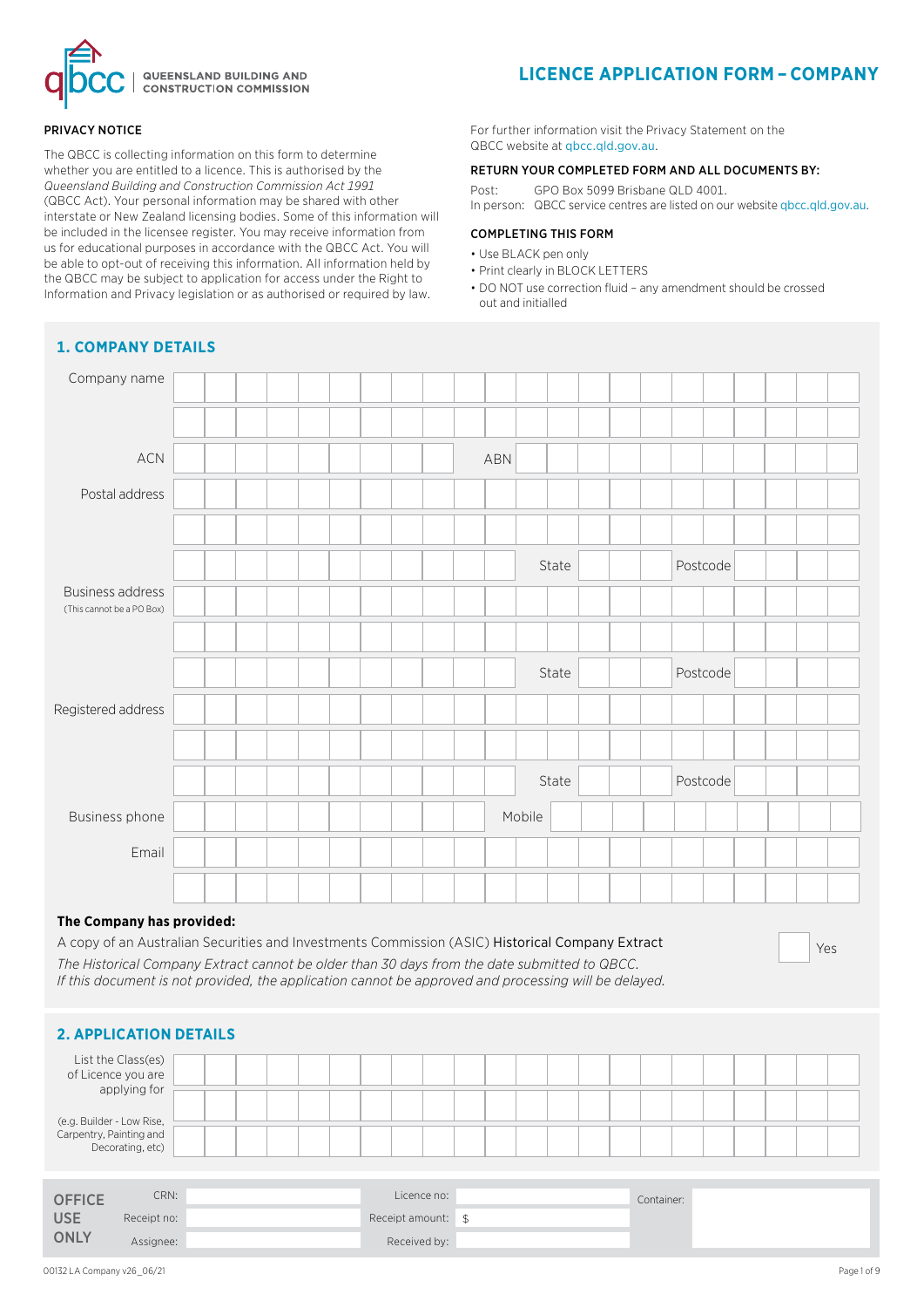QUEENSLAND BUILDING AND CONSTRUCTION COMMISSION

# LICENCE APPLICATION FORM – COMPANY

**PRIVACY NOTICE**

The QBCC is collecting information on this form to determine whether you are entitled to a licence. This is authorised by the *Queensland Building and Construction Commission Act 1991* (QBCC Act). Your personal information may be shared with other interstate or New Zealand licensing bodies. Some of this information will be included in the licensee register. You may receive information from us for educational purposes in accordance with the QBCC Act. You will be able to opt-out of receiving this information. All information held by the QBCC may be subject to application for access under the Right to Information and Privacy legislation or as authorised or required by law.

For further information visit the Privacy Statement on the QBCC website at qbcc.qld.gov.au.

**RETURN YOUR COMPLETED FORM AND ALL DOCUMENTS BY:**

Post: GPO Box 5099 Brisbane QLD 4001.
In person: QBCC service centres are listed on our website qbcc.qld.gov.au.

**COMPLETING THIS FORM**

- Use BLACK pen only
- Print clearly in BLOCK LETTERS
- DO NOT use correction fluid – any amendment should be crossed out and initialled

## 1. COMPANY DETAILS

| | |
|---|---|
| Company name | |
| | |
| ACN | ABN |
| Postal address | |
| | |
| | State / Postcode |
| Business address (This cannot be a PO Box) | |
| | |
| | State / Postcode |
| Registered address | |
| | |
| | State / Postcode |
| Business phone | Mobile |
| Email | |
| | |

**The Company has provided:**

A copy of an Australian Securities and Investments Commission (ASIC) Historical Company Extract ☐ Yes

*The Historical Company Extract cannot be older than 30 days from the date submitted to QBCC.*
*If this document is not provided, the application cannot be approved and processing will be delayed.*

## 2. APPLICATION DETAILS

| | |
|---|---|
| List the Class(es) of Licence you are applying for (e.g. Builder - Low Rise, Carpentry, Painting and Decorating, etc) | |
| | |
| | |

| OFFICE USE ONLY | | | | | |
|---|---|---|---|---|---|
| CRN: | | Licence no: | | Container: | |
| Receipt no: | | Receipt amount: | $ | | |
| Assignee: | | Received by: | | | |

00132 LA Company v26_06/21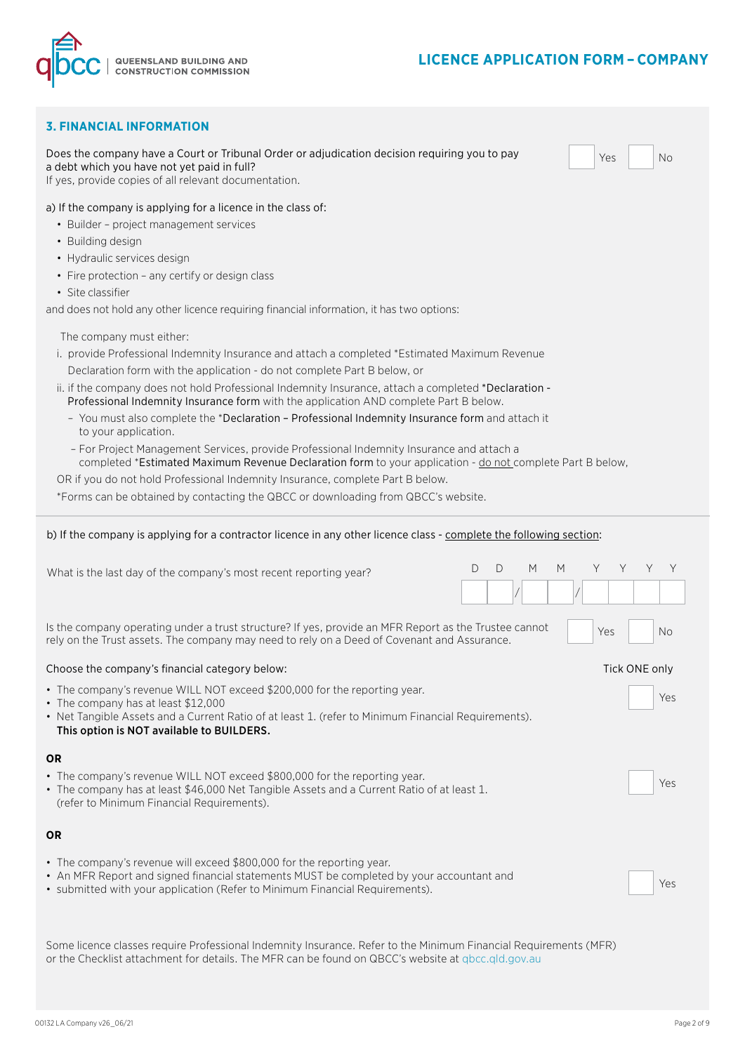## 3. FINANCIAL INFORMATION

Does the company have a Court or Tribunal Order or adjudication decision requiring you to pay a debt which you have not yet paid in full?
If yes, provide copies of all relevant documentation.

☐ Yes ☐ No

a) If the company is applying for a licence in the class of:

- Builder – project management services
- Building design
- Hydraulic services design
- Fire protection – any certify or design class
- Site classifier

and does not hold any other licence requiring financial information, it has two options:

The company must either:

i. provide Professional Indemnity Insurance and attach a completed *Estimated Maximum Revenue Declaration form with the application - do not complete Part B below, or

ii. if the company does not hold Professional Indemnity Insurance, attach a completed *Declaration - Professional Indemnity Insurance form with the application AND complete Part B below.

- You must also complete the *Declaration – Professional Indemnity Insurance form and attach it to your application.
- For Project Management Services, provide Professional Indemnity Insurance and attach a completed *Estimated Maximum Revenue Declaration form to your application - do not complete Part B below,

OR if you do not hold Professional Indemnity Insurance, complete Part B below.

*Forms can be obtained by contacting the QBCC or downloading from QBCC's website.

b) If the company is applying for a contractor licence in any other licence class - complete the following section:

What is the last day of the company's most recent reporting year? DD / MM / YYYY

Is the company operating under a trust structure? If yes, provide an MFR Report as the Trustee cannot rely on the Trust assets. The company may need to rely on a Deed of Covenant and Assurance.

☐ Yes ☐ No

Choose the company's financial category below: **Tick ONE only**

- The company's revenue WILL NOT exceed $200,000 for the reporting year.
- The company has at least $12,000
- Net Tangible Assets and a Current Ratio of at least 1. (refer to Minimum Financial Requirements).

**This option is NOT available to BUILDERS.**

☐ Yes

**OR**

- The company's revenue WILL NOT exceed $800,000 for the reporting year.
- The company has at least $46,000 Net Tangible Assets and a Current Ratio of at least 1. (refer to Minimum Financial Requirements).

☐ Yes

**OR**

- The company's revenue will exceed $800,000 for the reporting year.
- An MFR Report and signed financial statements MUST be completed by your accountant and
- submitted with your application (Refer to Minimum Financial Requirements).

☐ Yes

Some licence classes require Professional Indemnity Insurance. Refer to the Minimum Financial Requirements (MFR) or the Checklist attachment for details. The MFR can be found on QBCC's website at qbcc.qld.gov.au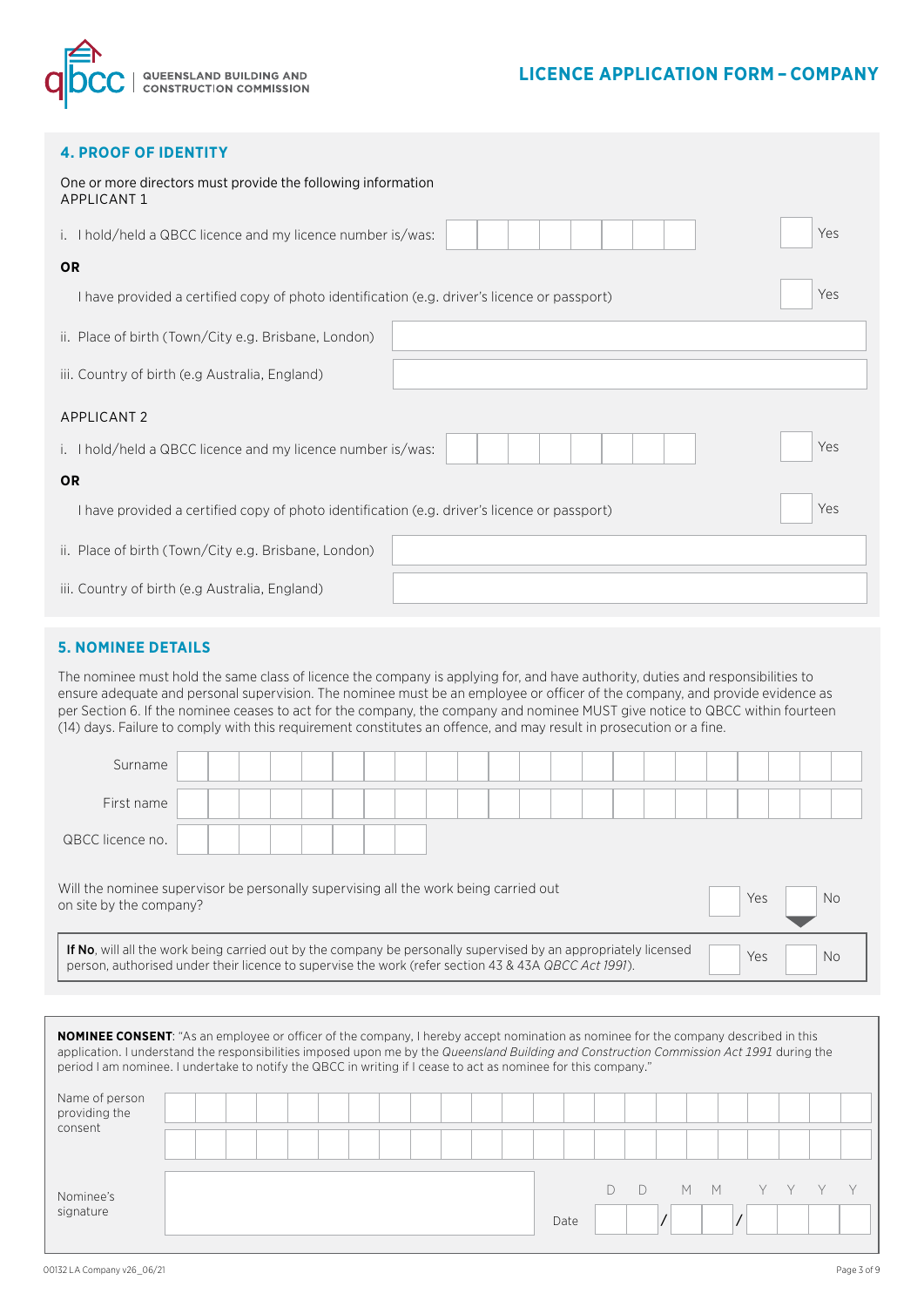## 4. PROOF OF IDENTITY

One or more directors must provide the following information

APPLICANT 1

i. I hold/held a QBCC licence and my licence number is/was: ☐ Yes

**OR**

I have provided a certified copy of photo identification (e.g. driver's licence or passport) ☐ Yes

ii. Place of birth (Town/City e.g. Brisbane, London)

iii. Country of birth (e.g Australia, England)

APPLICANT 2

i. I hold/held a QBCC licence and my licence number is/was: ☐ Yes

**OR**

I have provided a certified copy of photo identification (e.g. driver's licence or passport) ☐ Yes

ii. Place of birth (Town/City e.g. Brisbane, London)

iii. Country of birth (e.g Australia, England)

## 5. NOMINEE DETAILS

The nominee must hold the same class of licence the company is applying for, and have authority, duties and responsibilities to ensure adequate and personal supervision. The nominee must be an employee or officer of the company, and provide evidence as per Section 6. If the nominee ceases to act for the company, the company and nominee MUST give notice to QBCC within fourteen (14) days. Failure to comply with this requirement constitutes an offence, and may result in prosecution or a fine.

Surname

First name

QBCC licence no.

Will the nominee supervisor be personally supervising all the work being carried out on site by the company? ☐ Yes ☐ No

**If No**, will all the work being carried out by the company be personally supervised by an appropriately licensed person, authorised under their licence to supervise the work (refer section 43 & 43A *QBCC Act 1991*). ☐ Yes ☐ No

**NOMINEE CONSENT**: "As an employee or officer of the company, I hereby accept nomination as nominee for the company described in this application. I understand the responsibilities imposed upon me by the *Queensland Building and Construction Commission Act 1991* during the period I am nominee. I undertake to notify the QBCC in writing if I cease to act as nominee for this company."

Name of person providing the consent

Nominee's signature

Date D D / M M / Y Y Y Y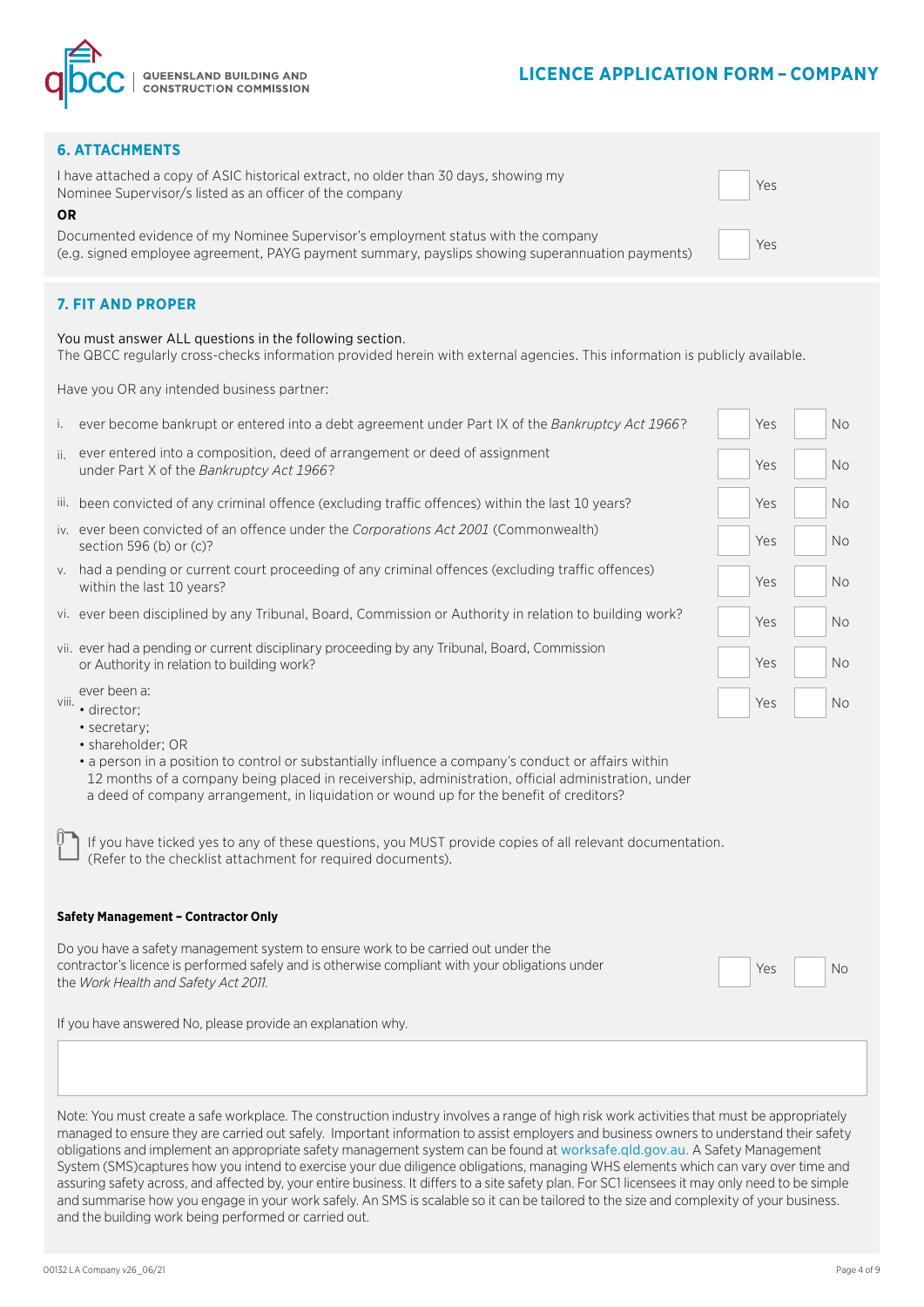## 6. ATTACHMENTS

I have attached a copy of ASIC historical extract, no older than 30 days, showing my Nominee Supervisor/s listed as an officer of the company ☐ Yes

**OR**

Documented evidence of my Nominee Supervisor's employment status with the company (e.g. signed employee agreement, PAYG payment summary, payslips showing superannuation payments) ☐ Yes

## 7. FIT AND PROPER

You must answer ALL questions in the following section.
The QBCC regularly cross-checks information provided herein with external agencies. This information is publicly available.

Have you OR any intended business partner:

| | Question | Yes | No |
|---|---|---|---|
| i. | ever become bankrupt or entered into a debt agreement under Part IX of the *Bankruptcy Act 1966*? | ☐ | ☐ |
| ii. | ever entered into a composition, deed of arrangement or deed of assignment under Part X of the *Bankruptcy Act 1966*? | ☐ | ☐ |
| iii. | been convicted of any criminal offence (excluding traffic offences) within the last 10 years? | ☐ | ☐ |
| iv. | ever been convicted of an offence under the *Corporations Act 2001* (Commonwealth) section 596 (b) or (c)? | ☐ | ☐ |
| v. | had a pending or current court proceeding of any criminal offences (excluding traffic offences) within the last 10 years? | ☐ | ☐ |
| vi. | ever been disciplined by any Tribunal, Board, Commission or Authority in relation to building work? | ☐ | ☐ |
| vii. | ever had a pending or current disciplinary proceeding by any Tribunal, Board, Commission or Authority in relation to building work? | ☐ | ☐ |
| viii. | ever been a: • director; • secretary; • shareholder; OR • a person in a position to control or substantially influence a company's conduct or affairs within 12 months of a company being placed in receivership, administration, official administration, under a deed of company arrangement, in liquidation or wound up for the benefit of creditors? | ☐ | ☐ |

If you have ticked yes to any of these questions, you MUST provide copies of all relevant documentation. (Refer to the checklist attachment for required documents).

**Safety Management – Contractor Only**

Do you have a safety management system to ensure work to be carried out under the contractor's licence is performed safely and is otherwise compliant with your obligations under the *Work Health and Safety Act 2011.* ☐ Yes ☐ No

If you have answered No, please provide an explanation why.

Note: You must create a safe workplace. The construction industry involves a range of high risk work activities that must be appropriately managed to ensure they are carried out safely. Important information to assist employers and business owners to understand their safety obligations and implement an appropriate safety management system can be found at worksafe.qld.gov.au. A Safety Management System (SMS)captures how you intend to exercise your due diligence obligations, managing WHS elements which can vary over time and assuring safety across, and affected by, your entire business. It differs to a site safety plan. For SC1 licensees it may only need to be simple and summarise how you engage in your work safely. An SMS is scalable so it can be tailored to the size and complexity of your business. and the building work being performed or carried out.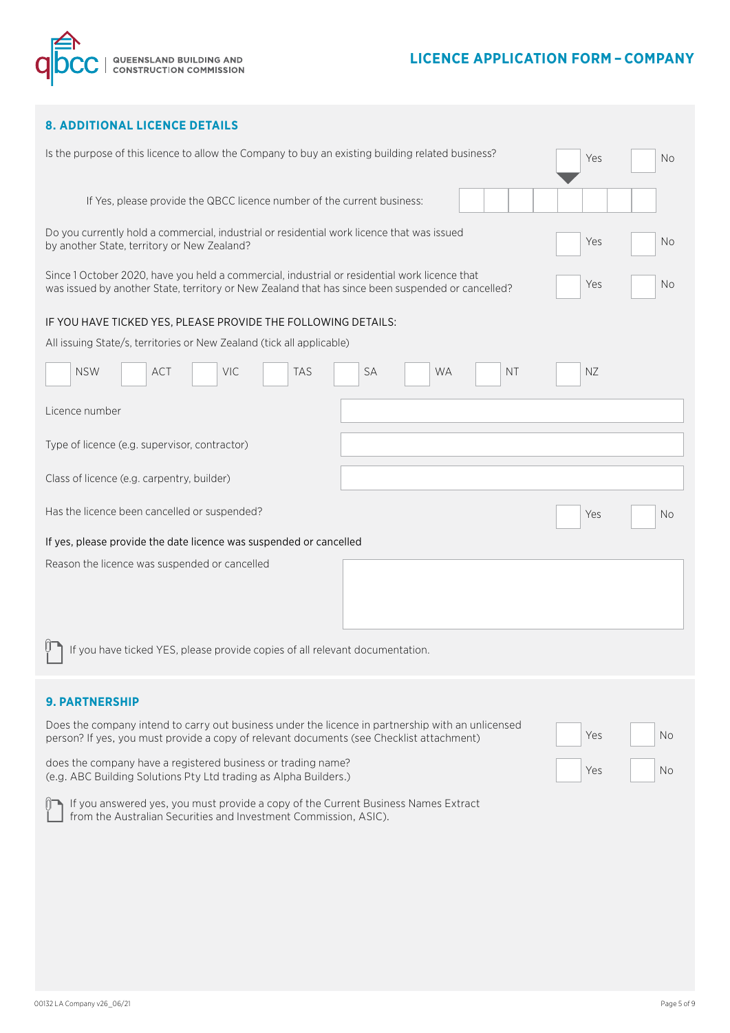## 8. ADDITIONAL LICENCE DETAILS

Is the purpose of this licence to allow the Company to buy an existing building related business? ☐ Yes ☐ No

If Yes, please provide the QBCC licence number of the current business: ☐☐☐☐☐☐☐☐

Do you currently hold a commercial, industrial or residential work licence that was issued by another State, territory or New Zealand? ☐ Yes ☐ No

Since 1 October 2020, have you held a commercial, industrial or residential work licence that was issued by another State, territory or New Zealand that has since been suspended or cancelled? ☐ Yes ☐ No

IF YOU HAVE TICKED YES, PLEASE PROVIDE THE FOLLOWING DETAILS:

All issuing State/s, territories or New Zealand (tick all applicable)

☐ NSW ☐ ACT ☐ VIC ☐ TAS ☐ SA ☐ WA ☐ NT ☐ NZ

| | |
|---|---|
| Licence number | |
| Type of licence (e.g. supervisor, contractor) | |
| Class of licence (e.g. carpentry, builder) | |

Has the licence been cancelled or suspended? ☐ Yes ☐ No

If yes, please provide the date licence was suspended or cancelled

Reason the licence was suspended or cancelled

If you have ticked YES, please provide copies of all relevant documentation.

## 9. PARTNERSHIP

Does the company intend to carry out business under the licence in partnership with an unlicensed person? If yes, you must provide a copy of relevant documents (see Checklist attachment) ☐ Yes ☐ No

does the company have a registered business or trading name? (e.g. ABC Building Solutions Pty Ltd trading as Alpha Builders.) ☐ Yes ☐ No

If you answered yes, you must provide a copy of the Current Business Names Extract from the Australian Securities and Investment Commission, ASIC).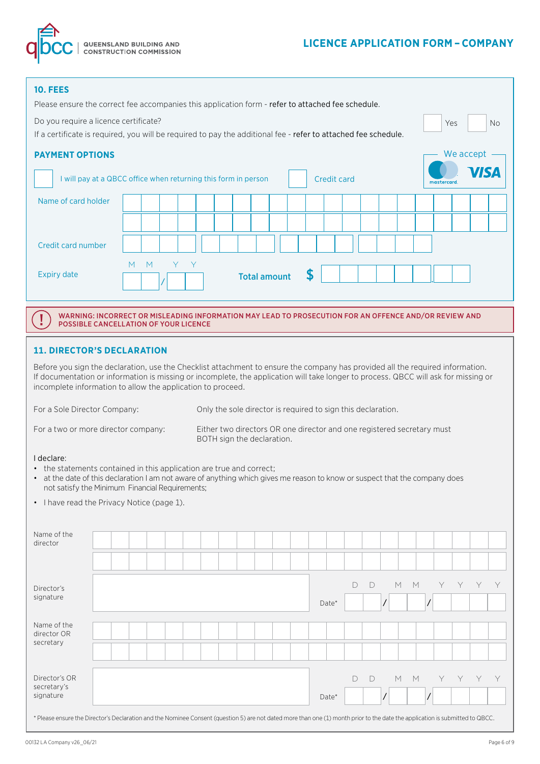## 10. FEES

Please ensure the correct fee accompanies this application form - **refer to attached fee schedule.**

Do you require a licence certificate? ☐ Yes ☐ No

If a certificate is required, you will be required to pay the additional fee - **refer to attached fee schedule.**

### PAYMENT OPTIONS

We accept mastercard VISA

☐ I will pay at a QBCC office when returning this form in person ☐ Credit card

Name of card holder: ____________________

Credit card number: ____ ____ ____ ____

Expiry date: MM / YY

**Total amount** $ ________ . ____

**WARNING: INCORRECT OR MISLEADING INFORMATION MAY LEAD TO PROSECUTION FOR AN OFFENCE AND/OR REVIEW AND POSSIBLE CANCELLATION OF YOUR LICENCE**

## 11. DIRECTOR'S DECLARATION

Before you sign the declaration, use the Checklist attachment to ensure the company has provided all the required information. If documentation or information is missing or incomplete, the application will take longer to process. QBCC will ask for missing or incomplete information to allow the application to proceed.

| | |
|---|---|
| For a Sole Director Company: | Only the sole director is required to sign this declaration. |
| For a two or more director company: | Either two directors OR one director and one registered secretary must BOTH sign the declaration. |

I declare:

- the statements contained in this application are true and correct;
- at the date of this declaration I am not aware of anything which gives me reason to know or suspect that the company does not satisfy the Minimum Financial Requirements;
- I have read the Privacy Notice (page 1).

Name of the director: ____________________

Director's signature: ____________________ Date* DD / MM / YYYY

Name of the director OR secretary: ____________________

Director's OR secretary's signature: ____________________ Date* DD / MM / YYYY

\* Please ensure the Director's Declaration and the Nominee Consent (question 5) are not dated more than one (1) month prior to the date the application is submitted to QBCC.

00132 LA Company v26_06/21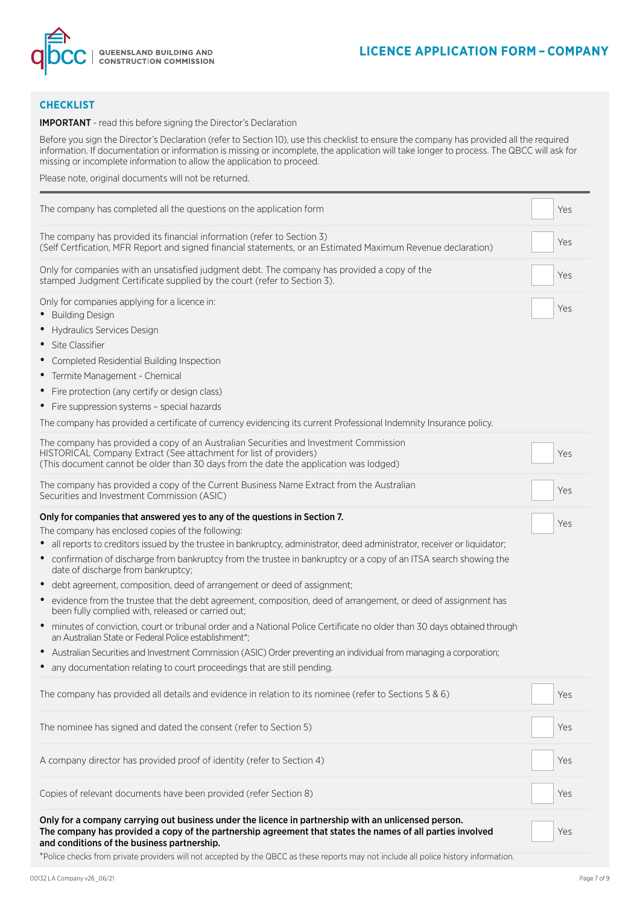## CHECKLIST

**IMPORTANT** - read this before signing the Director's Declaration

Before you sign the Director's Declaration (refer to Section 10), use this checklist to ensure the company has provided all the required information. If documentation or information is missing or incomplete, the application will take longer to process. The QBCC will ask for missing or incomplete information to allow the application to proceed.

Please note, original documents will not be returned.

| | |
|---|---|
| The company has completed all the questions on the application form | ☐ Yes |
| The company has provided its financial information (refer to Section 3)<br>(Self Certfication, MFR Report and signed financial statements, or an Estimated Maximum Revenue declaration) | ☐ Yes |
| Only for companies with an unsatisfied judgment debt. The company has provided a copy of the stamped Judgment Certificate supplied by the court (refer to Section 3). | ☐ Yes |
| Only for companies applying for a licence in:<br>• Building Design<br>• Hydraulics Services Design<br>• Site Classifier<br>• Completed Residential Building Inspection<br>• Termite Management - Chemical<br>• Fire protection (any certify or design class)<br>• Fire suppression systems – special hazards<br>The company has provided a certificate of currency evidencing its current Professional Indemnity Insurance policy. | ☐ Yes |
| The company has provided a copy of an Australian Securities and Investment Commission HISTORICAL Company Extract (See attachment for list of providers)<br>(This document cannot be older than 30 days from the date the application was lodged) | ☐ Yes |
| The company has provided a copy of the Current Business Name Extract from the Australian Securities and Investment Commission (ASIC) | ☐ Yes |
| **Only for companies that answered yes to any of the questions in Section 7.**<br>The company has enclosed copies of the following:<br>• all reports to creditors issued by the trustee in bankruptcy, administrator, deed administrator, receiver or liquidator;<br>• confirmation of discharge from bankruptcy from the trustee in bankruptcy or a copy of an ITSA search showing the date of discharge from bankruptcy;<br>• debt agreement, composition, deed of arrangement or deed of assignment;<br>• evidence from the trustee that the debt agreement, composition, deed of arrangement, or deed of assignment has been fully complied with, released or carried out;<br>• minutes of conviction, court or tribunal order and a National Police Certificate no older than 30 days obtained through an Australian State or Federal Police establishment*;<br>• Australian Securities and Investment Commission (ASIC) Order preventing an individual from managing a corporation;<br>• any documentation relating to court proceedings that are still pending. | ☐ Yes |
| The company has provided all details and evidence in relation to its nominee (refer to Sections 5 & 6) | ☐ Yes |
| The nominee has signed and dated the consent (refer to Section 5) | ☐ Yes |
| A company director has provided proof of identity (refer to Section 4) | ☐ Yes |
| Copies of relevant documents have been provided (refer Section 8) | ☐ Yes |
| **Only for a company carrying out business under the licence in partnership with an unlicensed person. The company has provided a copy of the partnership agreement that states the names of all parties involved and conditions of the business partnership.** | ☐ Yes |

*Police checks from private providers will not accepted by the QBCC as these reports may not include all police history information.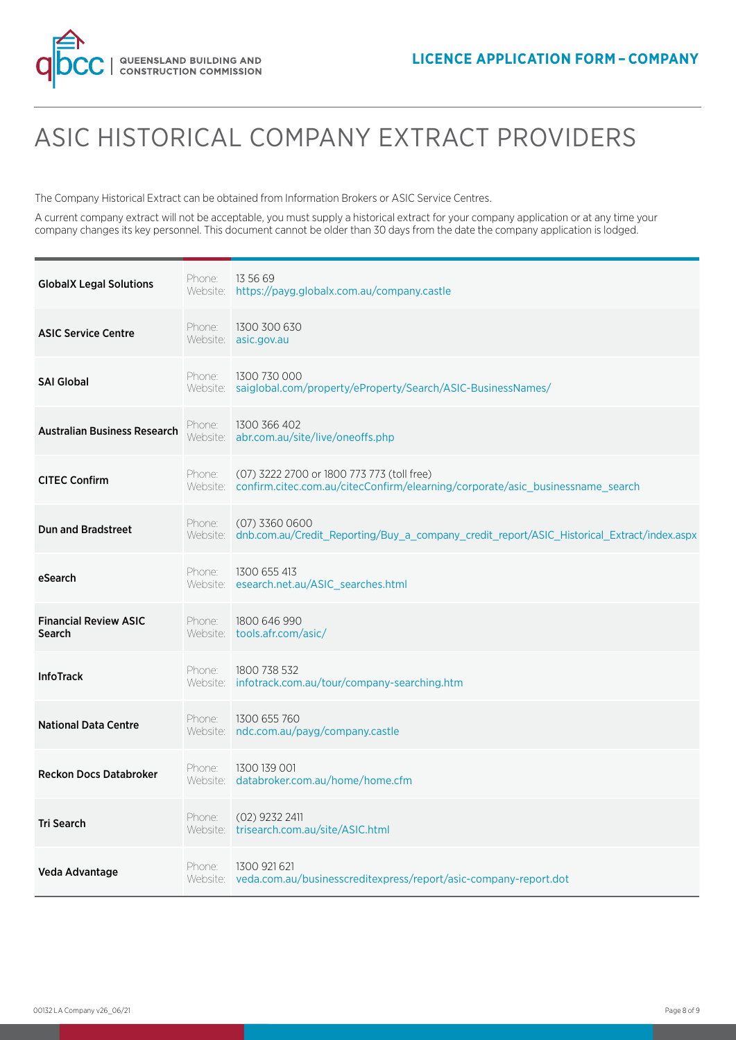# ASIC HISTORICAL COMPANY EXTRACT PROVIDERS

The Company Historical Extract can be obtained from Information Brokers or ASIC Service Centres.

A current company extract will not be acceptable, you must supply a historical extract for your company application or at any time your company changes its key personnel. This document cannot be older than 30 days from the date the company application is lodged.

| Provider | | |
|---|---|---|
| **GlobalX Legal Solutions** | Phone:<br>Website: | 13 56 69<br>https://payg.globalx.com.au/company.castle |
| **ASIC Service Centre** | Phone:<br>Website: | 1300 300 630<br>asic.gov.au |
| **SAI Global** | Phone:<br>Website: | 1300 730 000<br>saiglobal.com/property/eProperty/Search/ASIC-BusinessNames/ |
| **Australian Business Research** | Phone:<br>Website: | 1300 366 402<br>abr.com.au/site/live/oneoffs.php |
| **CITEC Confirm** | Phone:<br>Website: | (07) 3222 2700 or 1800 773 773 (toll free)<br>confirm.citec.com.au/citecConfirm/elearning/corporate/asic_businessname_search |
| **Dun and Bradstreet** | Phone:<br>Website: | (07) 3360 0600<br>dnb.com.au/Credit_Reporting/Buy_a_company_credit_report/ASIC_Historical_Extract/index.aspx |
| **eSearch** | Phone:<br>Website: | 1300 655 413<br>esearch.net.au/ASIC_searches.html |
| **Financial Review ASIC Search** | Phone:<br>Website: | 1800 646 990<br>tools.afr.com/asic/ |
| **InfoTrack** | Phone:<br>Website: | 1800 738 532<br>infotrack.com.au/tour/company-searching.htm |
| **National Data Centre** | Phone:<br>Website: | 1300 655 760<br>ndc.com.au/payg/company.castle |
| **Reckon Docs Databroker** | Phone:<br>Website: | 1300 139 001<br>databroker.com.au/home/home.cfm |
| **Tri Search** | Phone:<br>Website: | (02) 9232 2411<br>trisearch.com.au/site/ASIC.html |
| **Veda Advantage** | Phone:<br>Website: | 1300 921 621<br>veda.com.au/businesscreditexpress/report/asic-company-report.dot |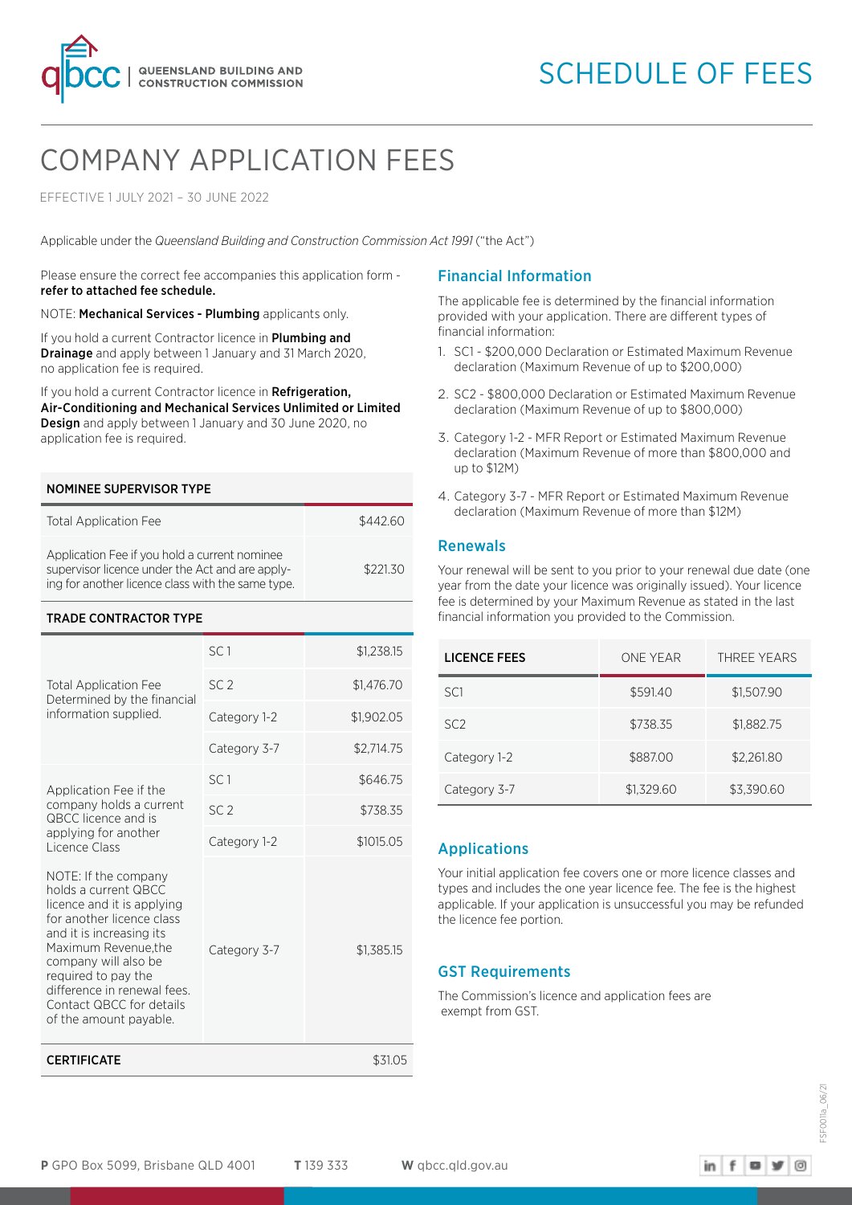# SCHEDULE OF FEES

# COMPANY APPLICATION FEES

EFFECTIVE 1 JULY 2021 – 30 JUNE 2022

Applicable under the *Queensland Building and Construction Commission Act 1991* ("the Act")

Please ensure the correct fee accompanies this application form - **refer to attached fee schedule.**

NOTE: **Mechanical Services - Plumbing** applicants only.

If you hold a current Contractor licence in **Plumbing and Drainage** and apply between 1 January and 31 March 2020, no application fee is required.

If you hold a current Contractor licence in **Refrigeration, Air-Conditioning and Mechanical Services Unlimited or Limited Design** and apply between 1 January and 30 June 2020, no application fee is required.

| NOMINEE SUPERVISOR TYPE | |
|---|---|
| Total Application Fee | $442.60 |
| Application Fee if you hold a current nominee supervisor licence under the Act and are applying for another licence class with the same type. | $221.30 |

| TRADE CONTRACTOR TYPE | | |
|---|---|---|
| Total Application Fee Determined by the financial information supplied. | SC 1 | $1,238.15 |
| | SC 2 | $1,476.70 |
| | Category 1-2 | $1,902.05 |
| | Category 3-7 | $2,714.75 |
| Application Fee if the company holds a current QBCC licence and is applying for another Licence Class | SC 1 | $646.75 |
| | SC 2 | $738.35 |
| | Category 1-2 | $1015.05 |
| NOTE: If the company holds a current QBCC licence and it is applying for another licence class and it is increasing its Maximum Revenue,the company will also be required to pay the difference in renewal fees. Contact QBCC for details of the amount payable. | Category 3-7 | $1,385.15 |
| **CERTIFICATE** | | $31.05 |

## Financial Information

The applicable fee is determined by the financial information provided with your application. There are different types of financial information:

1. SC1 - $200,000 Declaration or Estimated Maximum Revenue declaration (Maximum Revenue of up to $200,000)
2. SC2 - $800,000 Declaration or Estimated Maximum Revenue declaration (Maximum Revenue of up to $800,000)
3. Category 1-2 - MFR Report or Estimated Maximum Revenue declaration (Maximum Revenue of more than $800,000 and up to $12M)
4. Category 3-7 - MFR Report or Estimated Maximum Revenue declaration (Maximum Revenue of more than $12M)

## Renewals

Your renewal will be sent to you prior to your renewal due date (one year from the date your licence was originally issued). Your licence fee is determined by your Maximum Revenue as stated in the last financial information you provided to the Commission.

| LICENCE FEES | ONE YEAR | THREE YEARS |
|---|---|---|
| SC1 | $591.40 | $1,507.90 |
| SC2 | $738.35 | $1,882.75 |
| Category 1-2 | $887.00 | $2,261.80 |
| Category 3-7 | $1,329.60 | $3,390.60 |

## Applications

Your initial application fee covers one or more licence classes and types and includes the one year licence fee. The fee is the highest applicable. If your application is unsuccessful you may be refunded the licence fee portion.

## GST Requirements

The Commission's licence and application fees are exempt from GST.

**P** GPO Box 5099, Brisbane QLD 4001 **T** 139 333 **W** qbcc.qld.gov.au

FSF001a_06/21